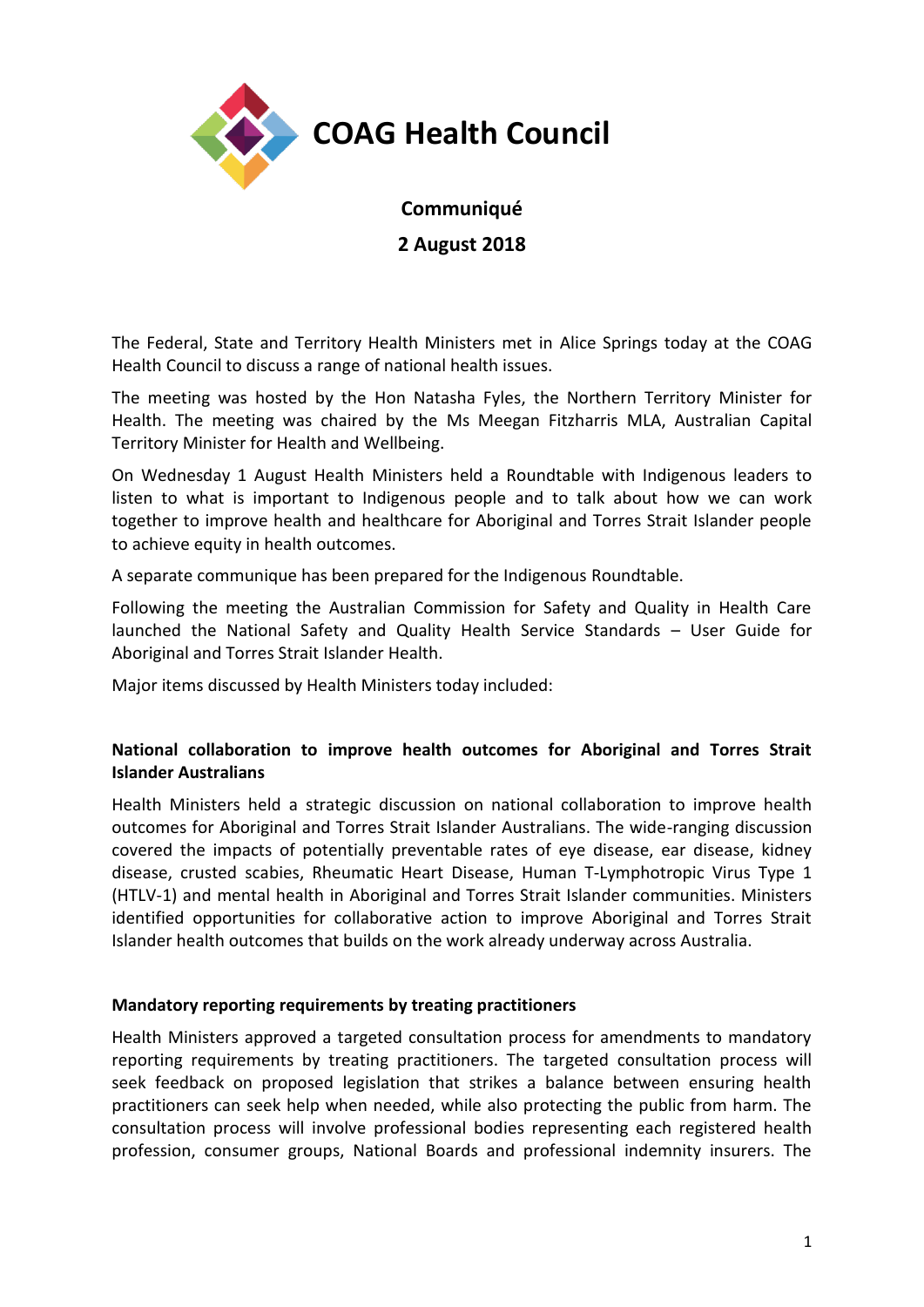# COAG Health Council

**Communiqué**

**2 August 2018**

The Federal, State and Territory Health Ministers met in Alice Springs today at the COAG Health Council to discuss a range of national health issues.

The meeting was hosted by the Hon Natasha Fyles, the Northern Territory Minister for Health. The meeting was chaired by the Ms Meegan Fitzharris MLA, Australian Capital Territory Minister for Health and Wellbeing.

On Wednesday 1 August Health Ministers held a Roundtable with Indigenous leaders to listen to what is important to Indigenous people and to talk about how we can work together to improve health and healthcare for Aboriginal and Torres Strait Islander people to achieve equity in health outcomes.

A separate communique has been prepared for the Indigenous Roundtable.

Following the meeting the Australian Commission for Safety and Quality in Health Care launched the National Safety and Quality Health Service Standards – User Guide for Aboriginal and Torres Strait Islander Health.

Major items discussed by Health Ministers today included:

**National collaboration to improve health outcomes for Aboriginal and Torres Strait Islander Australians**

Health Ministers held a strategic discussion on national collaboration to improve health outcomes for Aboriginal and Torres Strait Islander Australians. The wide-ranging discussion covered the impacts of potentially preventable rates of eye disease, ear disease, kidney disease, crusted scabies, Rheumatic Heart Disease, Human T-Lymphotropic Virus Type 1 (HTLV-1) and mental health in Aboriginal and Torres Strait Islander communities. Ministers identified opportunities for collaborative action to improve Aboriginal and Torres Strait Islander health outcomes that builds on the work already underway across Australia.

**Mandatory reporting requirements by treating practitioners**

Health Ministers approved a targeted consultation process for amendments to mandatory reporting requirements by treating practitioners. The targeted consultation process will seek feedback on proposed legislation that strikes a balance between ensuring health practitioners can seek help when needed, while also protecting the public from harm. The consultation process will involve professional bodies representing each registered health profession, consumer groups, National Boards and professional indemnity insurers. The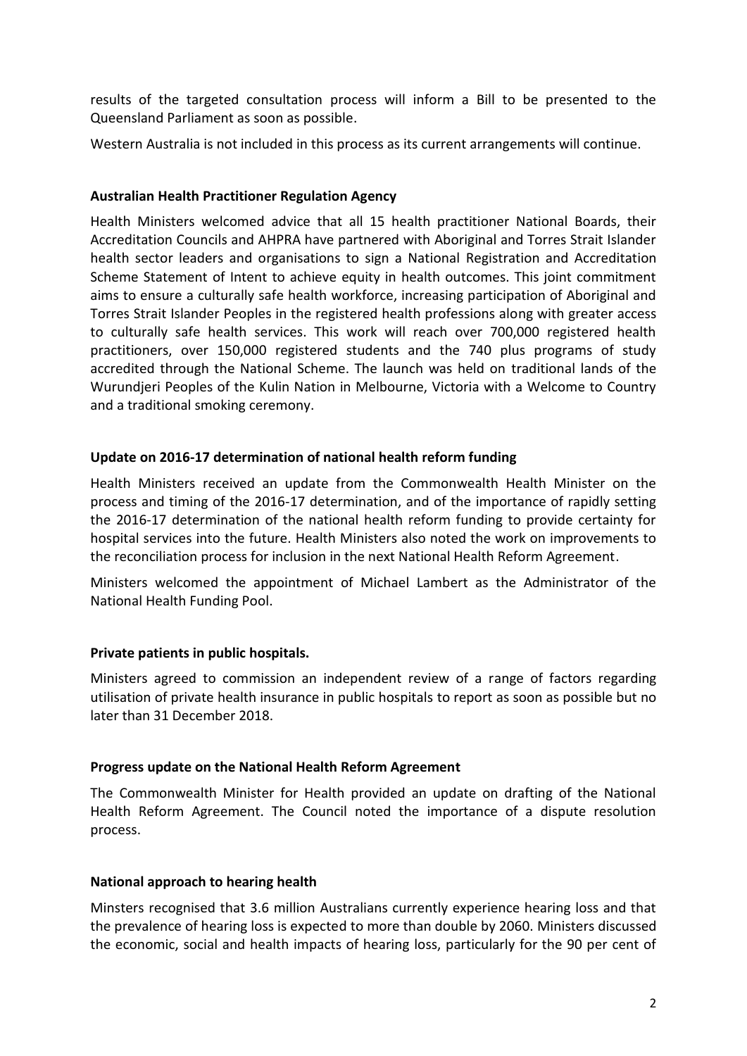results of the targeted consultation process will inform a Bill to be presented to the Queensland Parliament as soon as possible.

Western Australia is not included in this process as its current arrangements will continue.

**Australian Health Practitioner Regulation Agency**

Health Ministers welcomed advice that all 15 health practitioner National Boards, their Accreditation Councils and AHPRA have partnered with Aboriginal and Torres Strait Islander health sector leaders and organisations to sign a National Registration and Accreditation Scheme Statement of Intent to achieve equity in health outcomes. This joint commitment aims to ensure a culturally safe health workforce, increasing participation of Aboriginal and Torres Strait Islander Peoples in the registered health professions along with greater access to culturally safe health services. This work will reach over 700,000 registered health practitioners, over 150,000 registered students and the 740 plus programs of study accredited through the National Scheme. The launch was held on traditional lands of the Wurundjeri Peoples of the Kulin Nation in Melbourne, Victoria with a Welcome to Country and a traditional smoking ceremony.

**Update on 2016-17 determination of national health reform funding**

Health Ministers received an update from the Commonwealth Health Minister on the process and timing of the 2016-17 determination, and of the importance of rapidly setting the 2016-17 determination of the national health reform funding to provide certainty for hospital services into the future. Health Ministers also noted the work on improvements to the reconciliation process for inclusion in the next National Health Reform Agreement.

Ministers welcomed the appointment of Michael Lambert as the Administrator of the National Health Funding Pool.

**Private patients in public hospitals.**

Ministers agreed to commission an independent review of a range of factors regarding utilisation of private health insurance in public hospitals to report as soon as possible but no later than 31 December 2018.

**Progress update on the National Health Reform Agreement**

The Commonwealth Minister for Health provided an update on drafting of the National Health Reform Agreement. The Council noted the importance of a dispute resolution process.

**National approach to hearing health**

Minsters recognised that 3.6 million Australians currently experience hearing loss and that the prevalence of hearing loss is expected to more than double by 2060. Ministers discussed the economic, social and health impacts of hearing loss, particularly for the 90 per cent of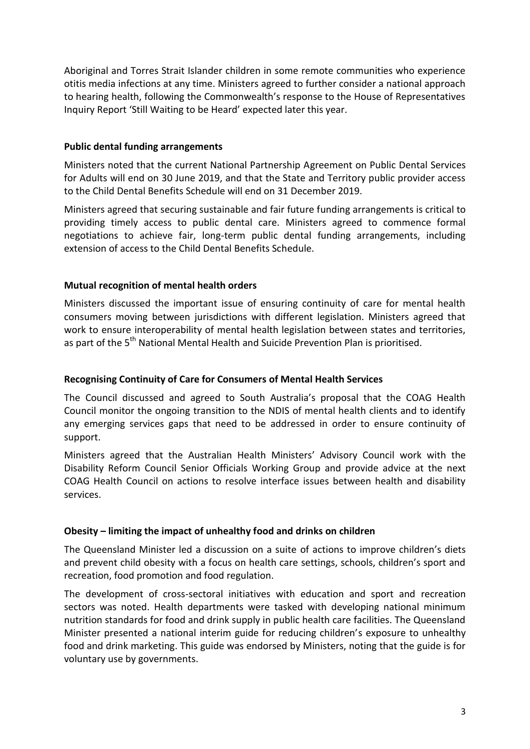Aboriginal and Torres Strait Islander children in some remote communities who experience otitis media infections at any time. Ministers agreed to further consider a national approach to hearing health, following the Commonwealth's response to the House of Representatives Inquiry Report 'Still Waiting to be Heard' expected later this year.

**Public dental funding arrangements**

Ministers noted that the current National Partnership Agreement on Public Dental Services for Adults will end on 30 June 2019, and that the State and Territory public provider access to the Child Dental Benefits Schedule will end on 31 December 2019.

Ministers agreed that securing sustainable and fair future funding arrangements is critical to providing timely access to public dental care. Ministers agreed to commence formal negotiations to achieve fair, long-term public dental funding arrangements, including extension of access to the Child Dental Benefits Schedule.

**Mutual recognition of mental health orders**

Ministers discussed the important issue of ensuring continuity of care for mental health consumers moving between jurisdictions with different legislation. Ministers agreed that work to ensure interoperability of mental health legislation between states and territories, as part of the 5th National Mental Health and Suicide Prevention Plan is prioritised.

**Recognising Continuity of Care for Consumers of Mental Health Services**

The Council discussed and agreed to South Australia's proposal that the COAG Health Council monitor the ongoing transition to the NDIS of mental health clients and to identify any emerging services gaps that need to be addressed in order to ensure continuity of support.

Ministers agreed that the Australian Health Ministers' Advisory Council work with the Disability Reform Council Senior Officials Working Group and provide advice at the next COAG Health Council on actions to resolve interface issues between health and disability services.

**Obesity – limiting the impact of unhealthy food and drinks on children**

The Queensland Minister led a discussion on a suite of actions to improve children's diets and prevent child obesity with a focus on health care settings, schools, children's sport and recreation, food promotion and food regulation.

The development of cross-sectoral initiatives with education and sport and recreation sectors was noted. Health departments were tasked with developing national minimum nutrition standards for food and drink supply in public health care facilities. The Queensland Minister presented a national interim guide for reducing children's exposure to unhealthy food and drink marketing. This guide was endorsed by Ministers, noting that the guide is for voluntary use by governments.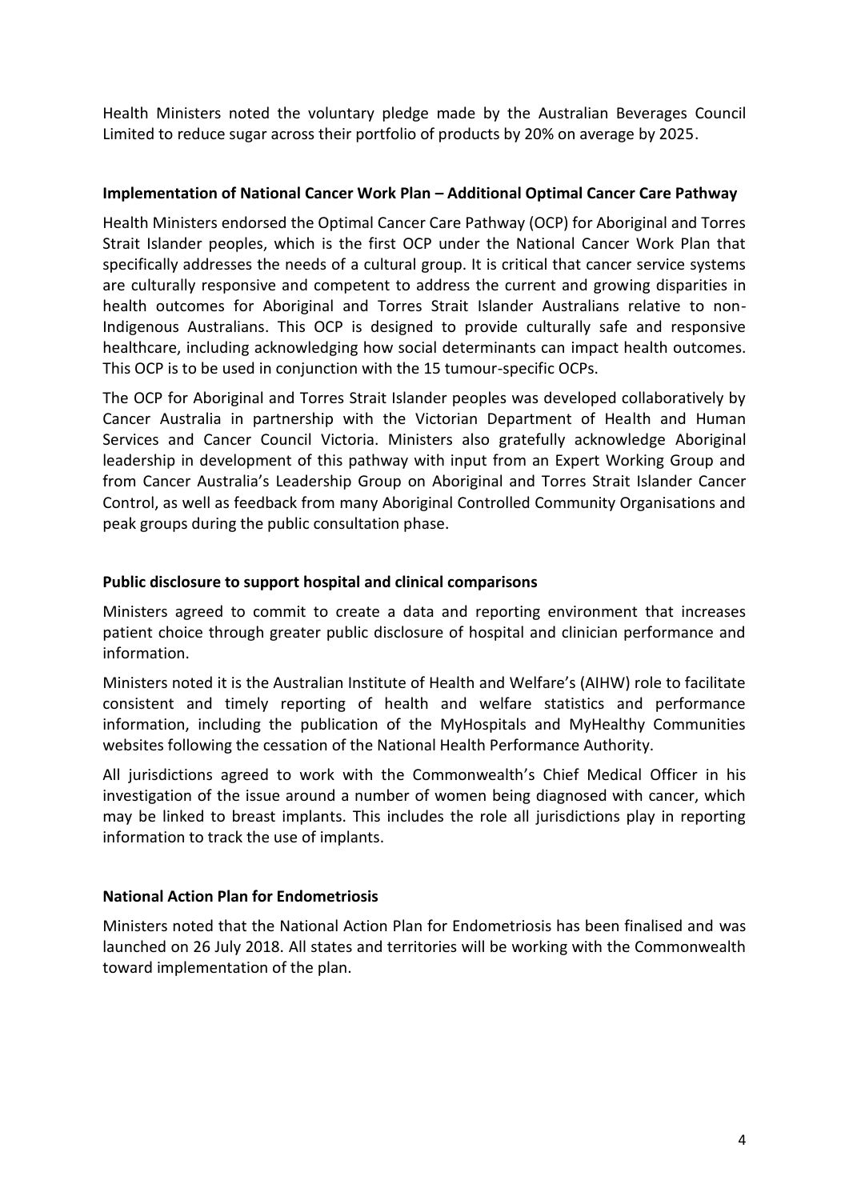Health Ministers noted the voluntary pledge made by the Australian Beverages Council Limited to reduce sugar across their portfolio of products by 20% on average by 2025.

**Implementation of National Cancer Work Plan – Additional Optimal Cancer Care Pathway**

Health Ministers endorsed the Optimal Cancer Care Pathway (OCP) for Aboriginal and Torres Strait Islander peoples, which is the first OCP under the National Cancer Work Plan that specifically addresses the needs of a cultural group. It is critical that cancer service systems are culturally responsive and competent to address the current and growing disparities in health outcomes for Aboriginal and Torres Strait Islander Australians relative to non-Indigenous Australians. This OCP is designed to provide culturally safe and responsive healthcare, including acknowledging how social determinants can impact health outcomes. This OCP is to be used in conjunction with the 15 tumour-specific OCPs.

The OCP for Aboriginal and Torres Strait Islander peoples was developed collaboratively by Cancer Australia in partnership with the Victorian Department of Health and Human Services and Cancer Council Victoria. Ministers also gratefully acknowledge Aboriginal leadership in development of this pathway with input from an Expert Working Group and from Cancer Australia's Leadership Group on Aboriginal and Torres Strait Islander Cancer Control, as well as feedback from many Aboriginal Controlled Community Organisations and peak groups during the public consultation phase.

**Public disclosure to support hospital and clinical comparisons**

Ministers agreed to commit to create a data and reporting environment that increases patient choice through greater public disclosure of hospital and clinician performance and information.

Ministers noted it is the Australian Institute of Health and Welfare's (AIHW) role to facilitate consistent and timely reporting of health and welfare statistics and performance information, including the publication of the MyHospitals and MyHealthy Communities websites following the cessation of the National Health Performance Authority.

All jurisdictions agreed to work with the Commonwealth's Chief Medical Officer in his investigation of the issue around a number of women being diagnosed with cancer, which may be linked to breast implants. This includes the role all jurisdictions play in reporting information to track the use of implants.

**National Action Plan for Endometriosis**

Ministers noted that the National Action Plan for Endometriosis has been finalised and was launched on 26 July 2018. All states and territories will be working with the Commonwealth toward implementation of the plan.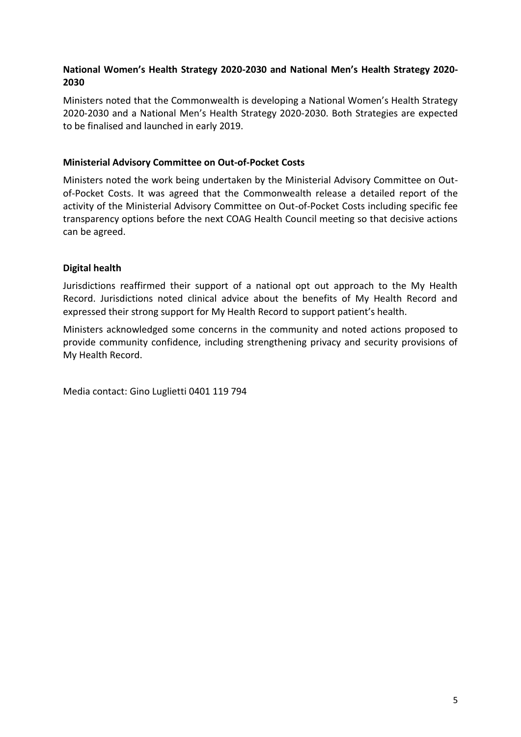**National Women's Health Strategy 2020-2030 and National Men's Health Strategy 2020-2030**

Ministers noted that the Commonwealth is developing a National Women's Health Strategy 2020-2030 and a National Men's Health Strategy 2020-2030. Both Strategies are expected to be finalised and launched in early 2019.

**Ministerial Advisory Committee on Out-of-Pocket Costs**

Ministers noted the work being undertaken by the Ministerial Advisory Committee on Out-of-Pocket Costs. It was agreed that the Commonwealth release a detailed report of the activity of the Ministerial Advisory Committee on Out-of-Pocket Costs including specific fee transparency options before the next COAG Health Council meeting so that decisive actions can be agreed.

**Digital health**

Jurisdictions reaffirmed their support of a national opt out approach to the My Health Record. Jurisdictions noted clinical advice about the benefits of My Health Record and expressed their strong support for My Health Record to support patient's health.

Ministers acknowledged some concerns in the community and noted actions proposed to provide community confidence, including strengthening privacy and security provisions of My Health Record.

Media contact: Gino Luglietti 0401 119 794